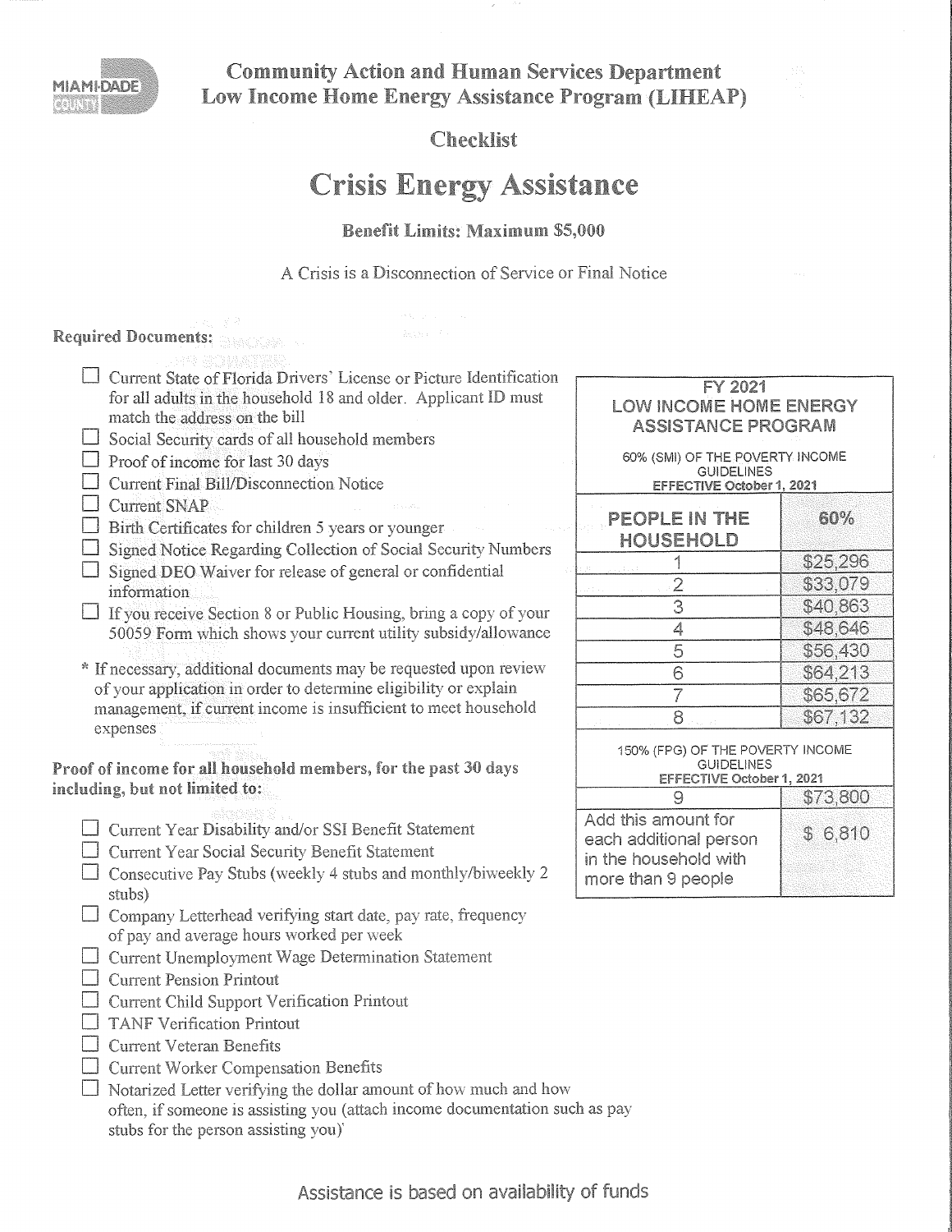# Community Action and Human Services Department
# Low Income Home Energy Assistance Program (LIHEAP)

## Checklist

# Crisis Energy Assistance

**Benefit Limits: Maximum $5,000**

A Crisis is a Disconnection of Service or Final Notice

**Required Documents:**

- ☐ Current State of Florida Drivers' License or Picture Identification for all adults in the household 18 and older. Applicant ID must match the address on the bill
- ☐ Social Security cards of all household members
- ☐ Proof of income for last 30 days
- ☐ Current Final Bill/Disconnection Notice
- ☐ Current SNAP
- ☐ Birth Certificates for children 5 years or younger
- ☐ Signed Notice Regarding Collection of Social Security Numbers
- ☐ Signed DEO Waiver for release of general or confidential information
- ☐ If you receive Section 8 or Public Housing, bring a copy of your 50059 Form which shows your current utility subsidy/allowance

\* If necessary, additional documents may be requested upon review of your application in order to determine eligibility or explain management, if current income is insufficient to meet household expenses

**Proof of income for all household members, for the past 30 days including, but not limited to:**

- ☐ Current Year Disability and/or SSI Benefit Statement
- ☐ Current Year Social Security Benefit Statement
- ☐ Consecutive Pay Stubs (weekly 4 stubs and monthly/biweekly 2 stubs)
- ☐ Company Letterhead verifying start date, pay rate, frequency of pay and average hours worked per week
- ☐ Current Unemployment Wage Determination Statement
- ☐ Current Pension Printout
- ☐ Current Child Support Verification Printout
- ☐ TANF Verification Printout
- ☐ Current Veteran Benefits
- ☐ Current Worker Compensation Benefits
- ☐ Notarized Letter verifying the dollar amount of how much and how often, if someone is assisting you (attach income documentation such as pay stubs for the person assisting you)

**FY 2021 LOW INCOME HOME ENERGY ASSISTANCE PROGRAM**

60% (SMI) OF THE POVERTY INCOME GUIDELINES
EFFECTIVE October 1, 2021

| PEOPLE IN THE HOUSEHOLD | 60% |
|---|---|
| 1 | $25,296 |
| 2 | $33,079 |
| 3 | $40,863 |
| 4 | $48,646 |
| 5 | $56,430 |
| 6 | $64,213 |
| 7 | $65,672 |
| 8 | $67,132 |
| 150% (FPG) OF THE POVERTY INCOME GUIDELINES EFFECTIVE October 1, 2021 | |
| 9 | $73,800 |
| Add this amount for each additional person in the household with more than 9 people | $ 6,810 |

Assistance is based on availability of funds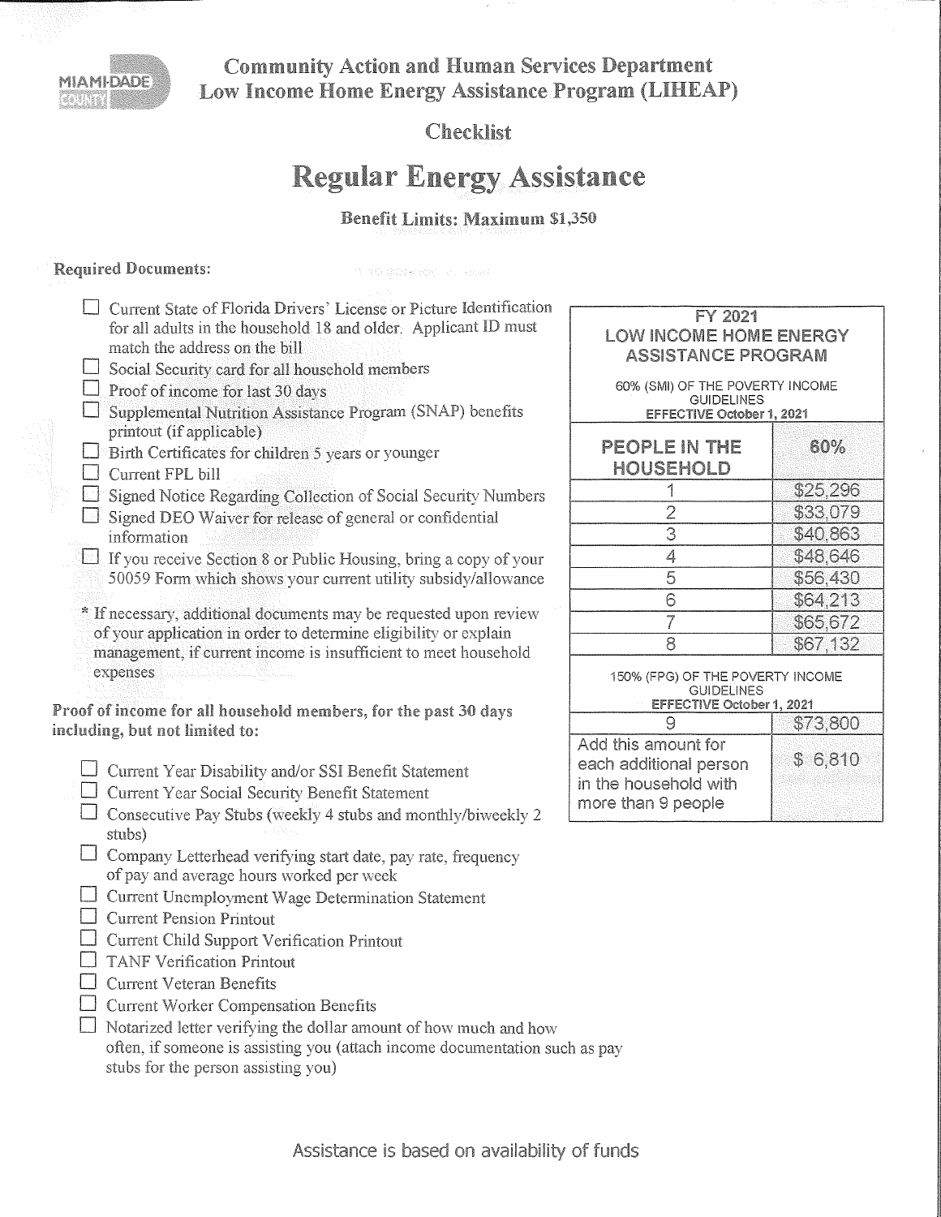**MIAMI-DADE COUNTY**

# Community Action and Human Services Department
# Low Income Home Energy Assistance Program (LIHEAP)

## Checklist

# Regular Energy Assistance

**Benefit Limits: Maximum $1,350**

**Required Documents:**

- ☐ Current State of Florida Drivers' License or Picture Identification for all adults in the household 18 and older. Applicant ID must match the address on the bill
- ☐ Social Security card for all household members
- ☐ Proof of income for last 30 days
- ☐ Supplemental Nutrition Assistance Program (SNAP) benefits printout (if applicable)
- ☐ Birth Certificates for children 5 years or younger
- ☐ Current FPL bill
- ☐ Signed Notice Regarding Collection of Social Security Numbers
- ☐ Signed DEO Waiver for release of general or confidential information
- ☐ If you receive Section 8 or Public Housing, bring a copy of your 50059 Form which shows your current utility subsidy/allowance

* If necessary, additional documents may be requested upon review of your application in order to determine eligibility or explain management, if current income is insufficient to meet household expenses

| FY 2021 LOW INCOME HOME ENERGY ASSISTANCE PROGRAM — 60% (SMI) OF THE POVERTY INCOME GUIDELINES EFFECTIVE October 1, 2021 | |
|---|---|
| **PEOPLE IN THE HOUSEHOLD** | **60%** |
| 1 | $25,296 |
| 2 | $33,079 |
| 3 | $40,863 |
| 4 | $48,646 |
| 5 | $56,430 |
| 6 | $64,213 |
| 7 | $65,672 |
| 8 | $67,132 |
| 150% (FPG) OF THE POVERTY INCOME GUIDELINES EFFECTIVE October 1, 2021 | |
| 9 | $73,800 |
| Add this amount for each additional person in the household with more than 9 people | $ 6,810 |

**Proof of income for all household members, for the past 30 days including, but not limited to:**

- ☐ Current Year Disability and/or SSI Benefit Statement
- ☐ Current Year Social Security Benefit Statement
- ☐ Consecutive Pay Stubs (weekly 4 stubs and monthly/biweekly 2 stubs)
- ☐ Company Letterhead verifying start date, pay rate, frequency of pay and average hours worked per week
- ☐ Current Unemployment Wage Determination Statement
- ☐ Current Pension Printout
- ☐ Current Child Support Verification Printout
- ☐ TANF Verification Printout
- ☐ Current Veteran Benefits
- ☐ Current Worker Compensation Benefits
- ☐ Notarized letter verifying the dollar amount of how much and how often, if someone is assisting you (attach income documentation such as pay stubs for the person assisting you)

Assistance is based on availability of funds